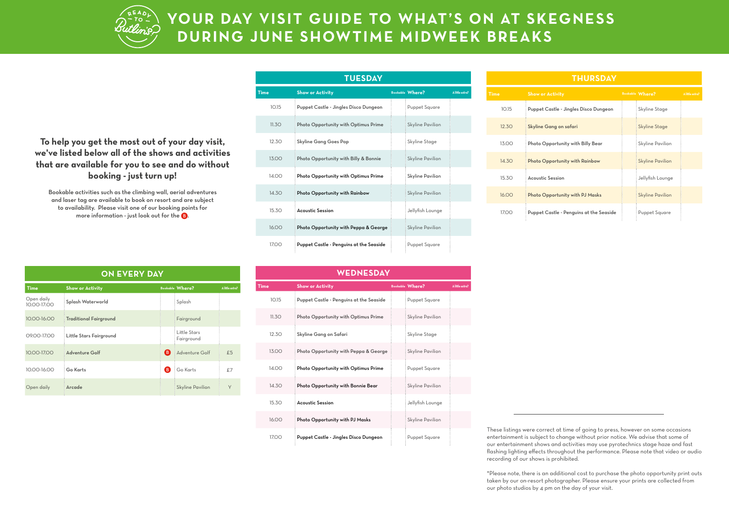# YOUR DAY VISIT GUIDE TO WHAT'S ON AT SKEGNESS DURING JUNE SHOWTIME MIDWEEK BREAKS

**To help you get the most out of your day visit, we've listed below all of the shows and activities that are available for you to see and do without booking - just turn up!**

Bookable activities such as the climbing wall, aerial adventures and laser tag are available to book on resort and are subject to availability. Please visit one of our booking points for more information - just look out for the B.

## ON EVERY DAY

| Time | Show or Activity | Bookable | Where? | A little extra? |
|---|---|---|---|---|
| Open daily 10.00-17.00 | Splash Waterworld | | Splash | |
| 10.00-16:00 | Traditional Fairground | | Fairground | |
| 09.00-17.00 | Little Stars Fairground | | Little Stars Fairground | |
| 10.00-17.00 | Adventure Golf | B | Adventure Golf | £5 |
| 10.00-16.00 | Go Karts | B | Go Karts | £7 |
| Open daily | Arcade | | Skyline Pavilion | Y |

## TUESDAY

| Time | Show or Activity | Bookable | Where? | A little extra? |
|---|---|---|---|---|
| 10.15 | Puppet Castle - Jingles Disco Dungeon | | Puppet Square | |
| 11.30 | Photo Opportunity with Optimus Prime | | Skyline Pavilion | |
| 12.30 | Skyline Gang Goes Pop | | Skyline Stage | |
| 13.00 | Photo Opportunity with Billy & Bonnie | | Skyline Pavilion | |
| 14.00 | Photo Opportunity with Optimus Prime | | Skyline Pavilion | |
| 14.30 | Photo Opportunity with Rainbow | | Skyline Pavilion | |
| 15.30 | Acoustic Session | | Jellyfish Lounge | |
| 16.00 | Photo Opportunity with Peppa & George | | Skyline Pavilion | |
| 17.00 | Puppet Castle - Penguins at the Seaside | | Puppet Square | |

## WEDNESDAY

| Time | Show or Activity | Bookable | Where? | A little extra? |
|---|---|---|---|---|
| 10.15 | Puppet Castle - Penguins at the Seaside | | Puppet Square | |
| 11.30 | Photo Opportunity with Optimus Prime | | Skyline Pavilion | |
| 12.30 | Skyline Gang on Safari | | Skyline Stage | |
| 13.00 | Photo Opportunity with Peppa & George | | Skyline Pavilion | |
| 14.00 | Photo Opportunity with Optimus Prime | | Puppet Square | |
| 14.30 | Photo Opportunity with Bonnie Bear | | Skyline Pavilion | |
| 15.30 | Acoustic Session | | Jellyfish Lounge | |
| 16.00 | Photo Opportunity with PJ Masks | | Skyline Pavilion | |
| 17.00 | Puppet Castle - Jingles Disco Dungeon | | Puppet Square | |

## THURSDAY

| Time | Show or Activity | Bookable | Where? | A little extra? |
|---|---|---|---|---|
| 10.15 | Puppet Castle - Jingles Disco Dungeon | | Skyline Stage | |
| 12.30 | Skyline Gang on safari | | Skyline Stage | |
| 13.00 | Photo Opportunity with Billy Bear | | Skyline Pavilion | |
| 14.30 | Photo Opportunity with Rainbow | | Skyline Pavilion | |
| 15.30 | Acoustic Session | | Jellyfish Lounge | |
| 16.00 | Photo Opportunity with PJ Masks | | Skyline Pavilion | |
| 17.00 | Puppet Castle - Penguins at the Seaside | | Puppet Square | |

These listings were correct at time of going to press, however on some occasions entertainment is subject to change without prior notice. We advise that some of our entertainment shows and activities may use pyrotechnics stage haze and fast flashing lighting effects throughout the performance. Please note that video or audio recording of our shows is prohibited.

*Please note, there is an additional cost to purchase the photo opportunity print outs taken by our on-resort photographer. Please ensure your prints are collected from our photo studios by 4 pm on the day of your visit.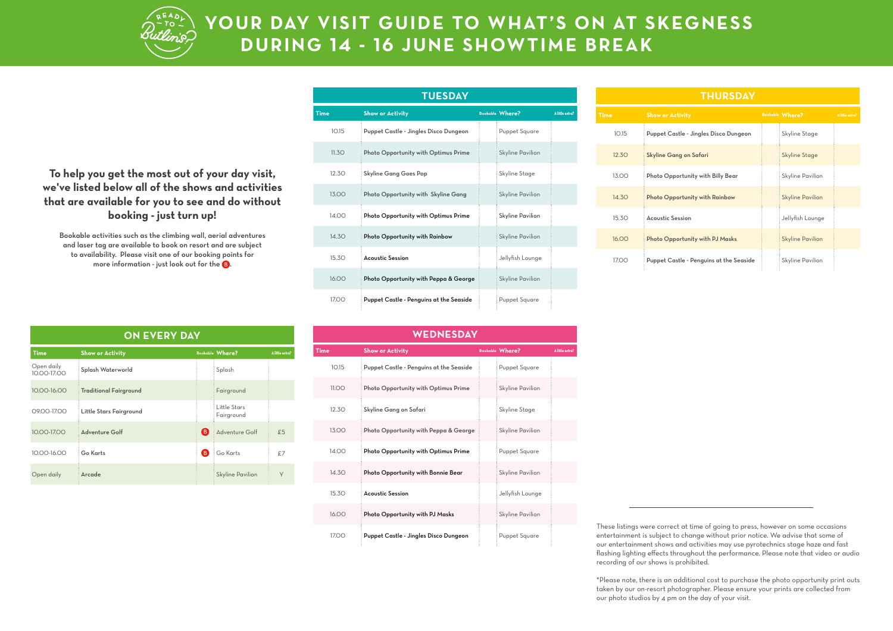# YOUR DAY VISIT GUIDE TO WHAT'S ON AT SKEGNESS DURING 14 - 16 JUNE SHOWTIME BREAK

**To help you get the most out of your day visit, we've listed below all of the shows and activities that are available for you to see and do without booking - just turn up!**

Bookable activities such as the climbing wall, aerial adventures and laser tag are available to book on resort and are subject to availability. Please visit one of our booking points for more information - just look out for the B.

## ON EVERY DAY

| Time | Show or Activity | Bookable | Where? | A little extra? |
|---|---|---|---|---|
| Open daily 10.00-17.00 | Splash Waterworld | | Splash | |
| 10.00-16:00 | Traditional Fairground | | Fairground | |
| 09.00-17.00 | Little Stars Fairground | | Little Stars Fairground | |
| 10.00-17.00 | Adventure Golf | B | Adventure Golf | £5 |
| 10.00-16.00 | Go Karts | B | Go Karts | £7 |
| Open daily | Arcade | | Skyline Pavilion | Y |

## TUESDAY

| Time | Show or Activity | Bookable | Where? | A little extra? |
|---|---|---|---|---|
| 10.15 | Puppet Castle - Jingles Disco Dungeon | | Puppet Square | |
| 11.30 | Photo Opportunity with Optimus Prime | | Skyline Pavilion | |
| 12.30 | Skyline Gang Goes Pop | | Skyline Stage | |
| 13.00 | Photo Opportunity with Skyline Gang | | Skyline Pavilion | |
| 14.00 | Photo Opportunity with Optimus Prime | | Skyline Pavilion | |
| 14.30 | Photo Opportunity with Rainbow | | Skyline Pavilion | |
| 15.30 | Acoustic Session | | Jellyfish Lounge | |
| 16.00 | Photo Opportunity with Peppa & George | | Skyline Pavilion | |
| 17.00 | Puppet Castle - Penguins at the Seaside | | Puppet Square | |

## WEDNESDAY

| Time | Show or Activity | Bookable | Where? | A little extra? |
|---|---|---|---|---|
| 10.15 | Puppet Castle - Penguins at the Seaside | | Puppet Square | |
| 11.00 | Photo Opportunity with Optimus Prime | | Skyline Pavilion | |
| 12.30 | Skyline Gang on Safari | | Skyline Stage | |
| 13.00 | Photo Opportunity with Peppa & George | | Skyline Pavilion | |
| 14.00 | Photo Opportunity with Optimus Prime | | Puppet Square | |
| 14.30 | Photo Opportunity with Bonnie Bear | | Skyline Pavilion | |
| 15.30 | Acoustic Session | | Jellyfish Lounge | |
| 16.00 | Photo Opportunity with PJ Masks | | Skyline Pavilion | |
| 17.00 | Puppet Castle - Jingles Disco Dungeon | | Puppet Square | |

## THURSDAY

| Time | Show or Activity | Bookable | Where? | A little extra? |
|---|---|---|---|---|
| 10.15 | Puppet Castle - Jingles Disco Dungeon | | Skyline Stage | |
| 12.30 | Skyline Gang on Safari | | Skyline Stage | |
| 13.00 | Photo Opportunity with Billy Bear | | Skyline Pavilion | |
| 14.30 | Photo Opportunity with Rainbow | | Skyline Pavilion | |
| 15.30 | Acoustic Session | | Jellyfish Lounge | |
| 16.00 | Photo Opportunity with PJ Masks | | Skyline Pavilion | |
| 17.00 | Puppet Castle - Penguins at the Seaside | | Skyline Pavilion | |

These listings were correct at time of going to press, however on some occasions entertainment is subject to change without prior notice. We advise that some of our entertainment shows and activities may use pyrotechnics stage haze and fast flashing lighting effects throughout the performance. Please note that video or audio recording of our shows is prohibited.

*Please note, there is an additional cost to purchase the photo opportunity print outs taken by our on-resort photographer. Please ensure your prints are collected from our photo studios by 4 pm on the day of your visit.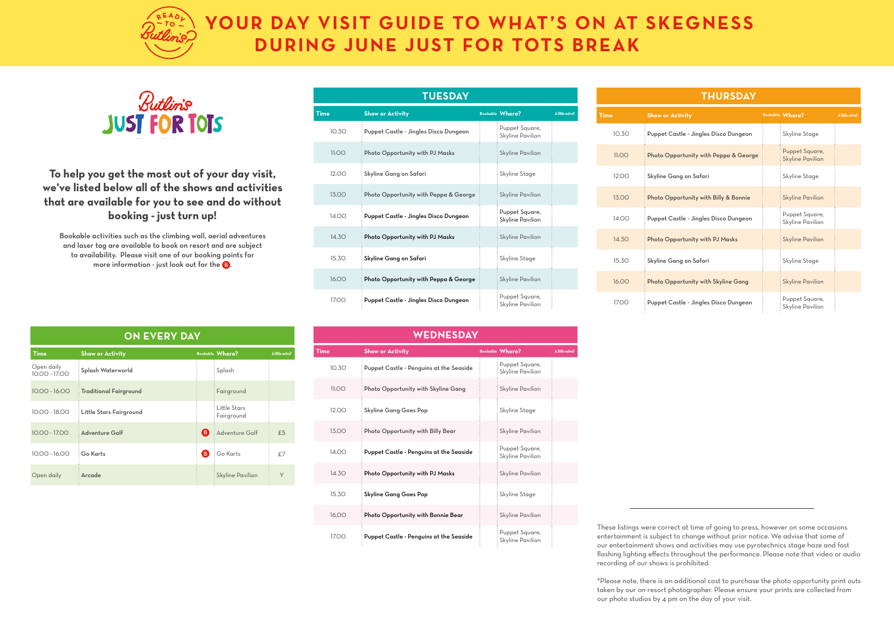# YOUR DAY VISIT GUIDE TO WHAT'S ON AT SKEGNESS DURING JUNE JUST FOR TOTS BREAK

Butlin's JUST FOR TOTS

**To help you get the most out of your day visit, we've listed below all of the shows and activities that are available for you to see and do without booking - just turn up!**

Bookable activities such as the climbing wall, aerial adventures and laser tag are available to book on resort and are subject to availability. Please visit one of our booking points for more information - just look out for the B.

## ON EVERY DAY

| Time | Show or Activity | Bookable | Where? | A little extra? |
|---|---|---|---|---|
| Open daily 10.00 - 17.00 | Splash Waterworld | | Splash | |
| 10.00 - 16.00 | Traditional Fairground | | Fairground | |
| 10.00 - 18.00 | Little Stars Fairground | | Little Stars Fairground | |
| 10.00 - 17.00 | Adventure Golf | B | Adventure Golf | £5 |
| 10.00 - 16.00 | Go Karts | B | Go Karts | £7 |
| Open daily | Arcade | | Skyline Pavilion | Y |

## TUESDAY

| Time | Show or Activity | Bookable | Where? | A little extra? |
|---|---|---|---|---|
| 10.30 | Puppet Castle - Jingles Disco Dungeon | | Puppet Square, Skyline Pavilion | |
| 11.00 | Photo Opportunity with PJ Masks | | Skyline Pavilion | |
| 12.00 | Skyline Gang on Safari | | Skyline Stage | |
| 13.00 | Photo Opportunity with Peppa & George | | Skyline Pavilion | |
| 14.00 | Puppet Castle - Jingles Disco Dungeon | | Puppet Square, Skyline Pavilion | |
| 14.30 | Photo Opportunity with PJ Masks | | Skyline Pavilion | |
| 15.30 | Skyline Gang on Safari | | Skyline Stage | |
| 16.00 | Photo Opportunity with Peppa & George | | Skyline Pavilion | |
| 17.00 | Puppet Castle - Jingles Disco Dungeon | | Puppet Square, Skyline Pavilion | |

## WEDNESDAY

| Time | Show or Activity | Bookable | Where? | A little extra? |
|---|---|---|---|---|
| 10.30 | Puppet Castle - Penguins at the Seaside | | Puppet Square, Skyline Pavilion | |
| 11.00 | Photo Opportunity with Skyline Gang | | Skyline Pavilion | |
| 12.00 | Skyline Gang Goes Pop | | Skyline Stage | |
| 13.00 | Photo Opportunity with Billy Bear | | Skyline Pavilion | |
| 14.00 | Puppet Castle - Penguins at the Seaside | | Puppet Square, Skyline Pavilion | |
| 14.30 | Photo Opportunity with PJ Masks | | Skyline Pavilion | |
| 15.30 | Skyline Gang Goes Pop | | Skyline Stage | |
| 16.00 | Photo Opportunity with Bonnie Bear | | Skyline Pavilion | |
| 17.00 | Puppet Castle - Penguins at the Seaside | | Puppet Square, Skyline Pavilion | |

## THURSDAY

| Time | Show or Activity | Bookable | Where? | A little extra? |
|---|---|---|---|---|
| 10.30 | Puppet Castle - Jingles Disco Dungeon | | Skyline Stage | |
| 11.00 | Photo Opportunity with Peppa & George | | Puppet Square, Skyline Pavilion | |
| 12.00 | Skyline Gang on Safari | | Skyline Stage | |
| 13.00 | Photo Opportunity with Billy & Bonnie | | Skyline Pavilion | |
| 14.00 | Puppet Castle - Jingles Disco Dungeon | | Puppet Square, Skyline Pavilion | |
| 14.30 | Photo Opportunity with PJ Masks | | Skyline Pavilion | |
| 15.30 | Skyline Gang on Safari | | Skyline Stage | |
| 16.00 | Photo Opportunity with Skyline Gang | | Skyline Pavilion | |
| 17.00 | Puppet Castle - Jingles Disco Dungeon | | Puppet Square, Skyline Pavilion | |

These listings were correct at time of going to press, however on some occasions entertainment is subject to change without prior notice. We advise that some of our entertainment shows and activities may use pyrotechnics stage haze and fast flashing lighting effects throughout the performance. Please note that video or audio recording of our shows is prohibited.

*Please note, there is an additional cost to purchase the photo opportunity print outs taken by our on-resort photographer. Please ensure your prints are collected from our photo studios by 4 pm on the day of your visit.